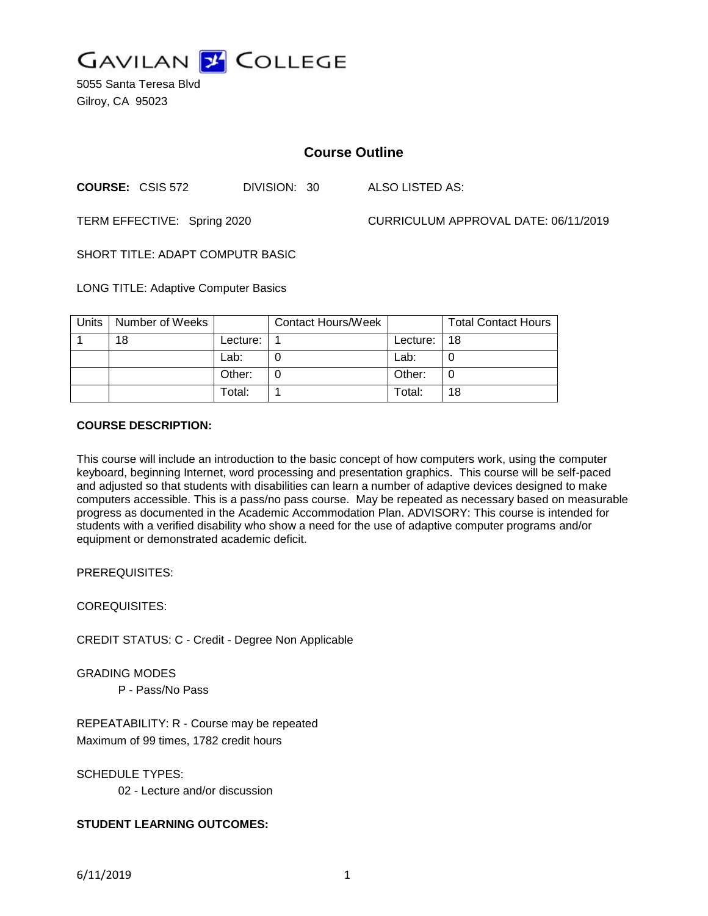# GAVILAN COLLEGE

5055 Santa Teresa Blvd
Gilroy, CA 95023

## Course Outline

**COURSE:** CSIS 572    DIVISION: 30    ALSO LISTED AS:

TERM EFFECTIVE: Spring 2020    CURRICULUM APPROVAL DATE: 06/11/2019

SHORT TITLE: ADAPT COMPUTR BASIC

LONG TITLE: Adaptive Computer Basics

| Units | Number of Weeks | | Contact Hours/Week | | Total Contact Hours |
|---|---|---|---|---|---|
| 1 | 18 | Lecture: | 1 | Lecture: | 18 |
| | | Lab: | 0 | Lab: | 0 |
| | | Other: | 0 | Other: | 0 |
| | | Total: | 1 | Total: | 18 |

**COURSE DESCRIPTION:**

This course will include an introduction to the basic concept of how computers work, using the computer keyboard, beginning Internet, word processing and presentation graphics. This course will be self-paced and adjusted so that students with disabilities can learn a number of adaptive devices designed to make computers accessible. This is a pass/no pass course. May be repeated as necessary based on measurable progress as documented in the Academic Accommodation Plan. ADVISORY: This course is intended for students with a verified disability who show a need for the use of adaptive computer programs and/or equipment or demonstrated academic deficit.

PREREQUISITES:

COREQUISITES:

CREDIT STATUS: C - Credit - Degree Non Applicable

GRADING MODES

P - Pass/No Pass

REPEATABILITY: R - Course may be repeated
Maximum of 99 times, 1782 credit hours

SCHEDULE TYPES:

02 - Lecture and/or discussion

**STUDENT LEARNING OUTCOMES:**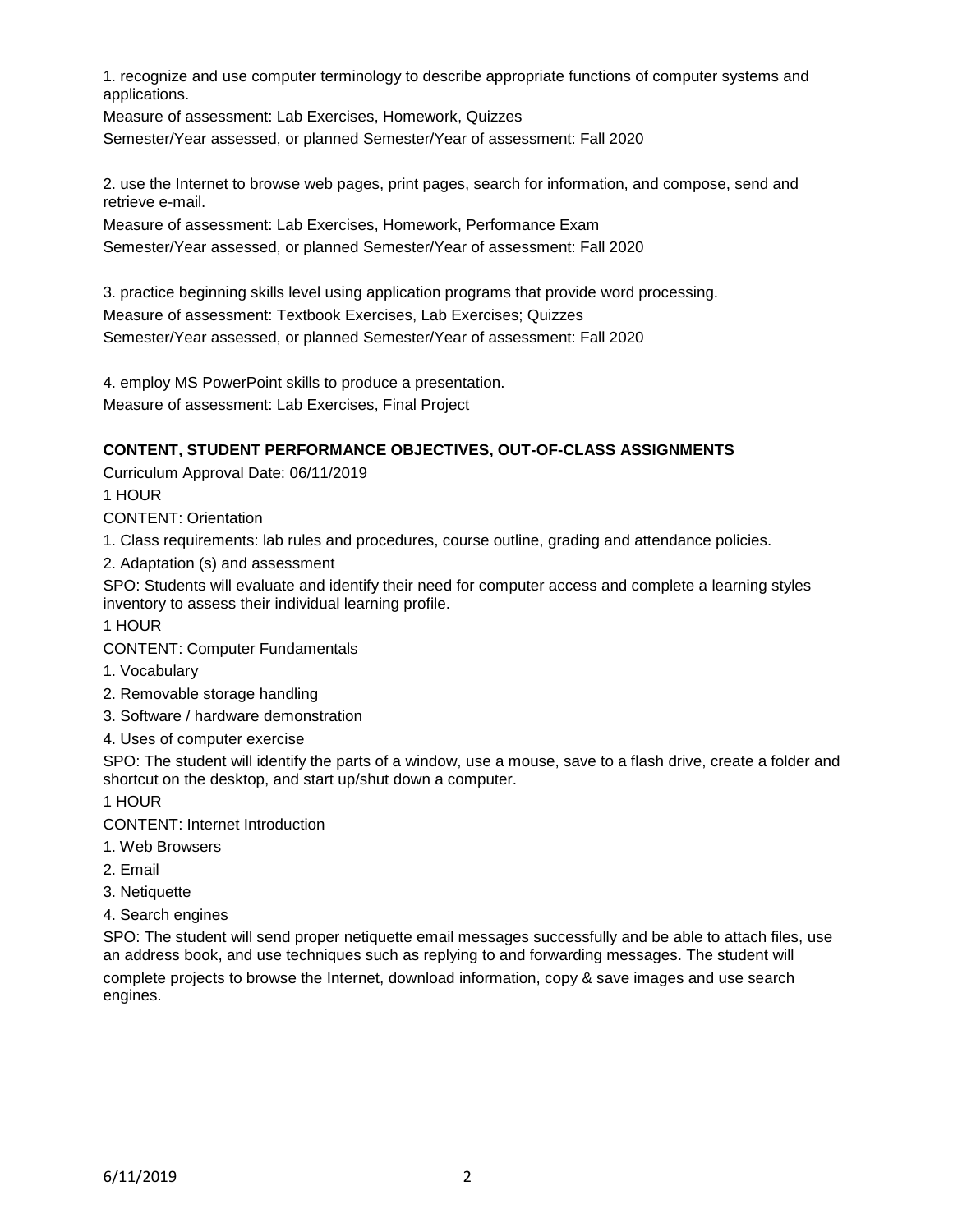1. recognize and use computer terminology to describe appropriate functions of computer systems and applications.

Measure of assessment: Lab Exercises, Homework, Quizzes

Semester/Year assessed, or planned Semester/Year of assessment: Fall 2020

2. use the Internet to browse web pages, print pages, search for information, and compose, send and retrieve e-mail.

Measure of assessment: Lab Exercises, Homework, Performance Exam

Semester/Year assessed, or planned Semester/Year of assessment: Fall 2020

3. practice beginning skills level using application programs that provide word processing.

Measure of assessment: Textbook Exercises, Lab Exercises; Quizzes

Semester/Year assessed, or planned Semester/Year of assessment: Fall 2020

4. employ MS PowerPoint skills to produce a presentation.

Measure of assessment: Lab Exercises, Final Project

**CONTENT, STUDENT PERFORMANCE OBJECTIVES, OUT-OF-CLASS ASSIGNMENTS**

Curriculum Approval Date: 06/11/2019

1 HOUR

CONTENT: Orientation

1. Class requirements: lab rules and procedures, course outline, grading and attendance policies.
2. Adaptation (s) and assessment

SPO: Students will evaluate and identify their need for computer access and complete a learning styles inventory to assess their individual learning profile.

1 HOUR

CONTENT: Computer Fundamentals

1. Vocabulary
2. Removable storage handling
3. Software / hardware demonstration
4. Uses of computer exercise

SPO: The student will identify the parts of a window, use a mouse, save to a flash drive, create a folder and shortcut on the desktop, and start up/shut down a computer.

1 HOUR

CONTENT: Internet Introduction

1. Web Browsers
2. Email
3. Netiquette
4. Search engines

SPO: The student will send proper netiquette email messages successfully and be able to attach files, use an address book, and use techniques such as replying to and forwarding messages. The student will complete projects to browse the Internet, download information, copy & save images and use search engines.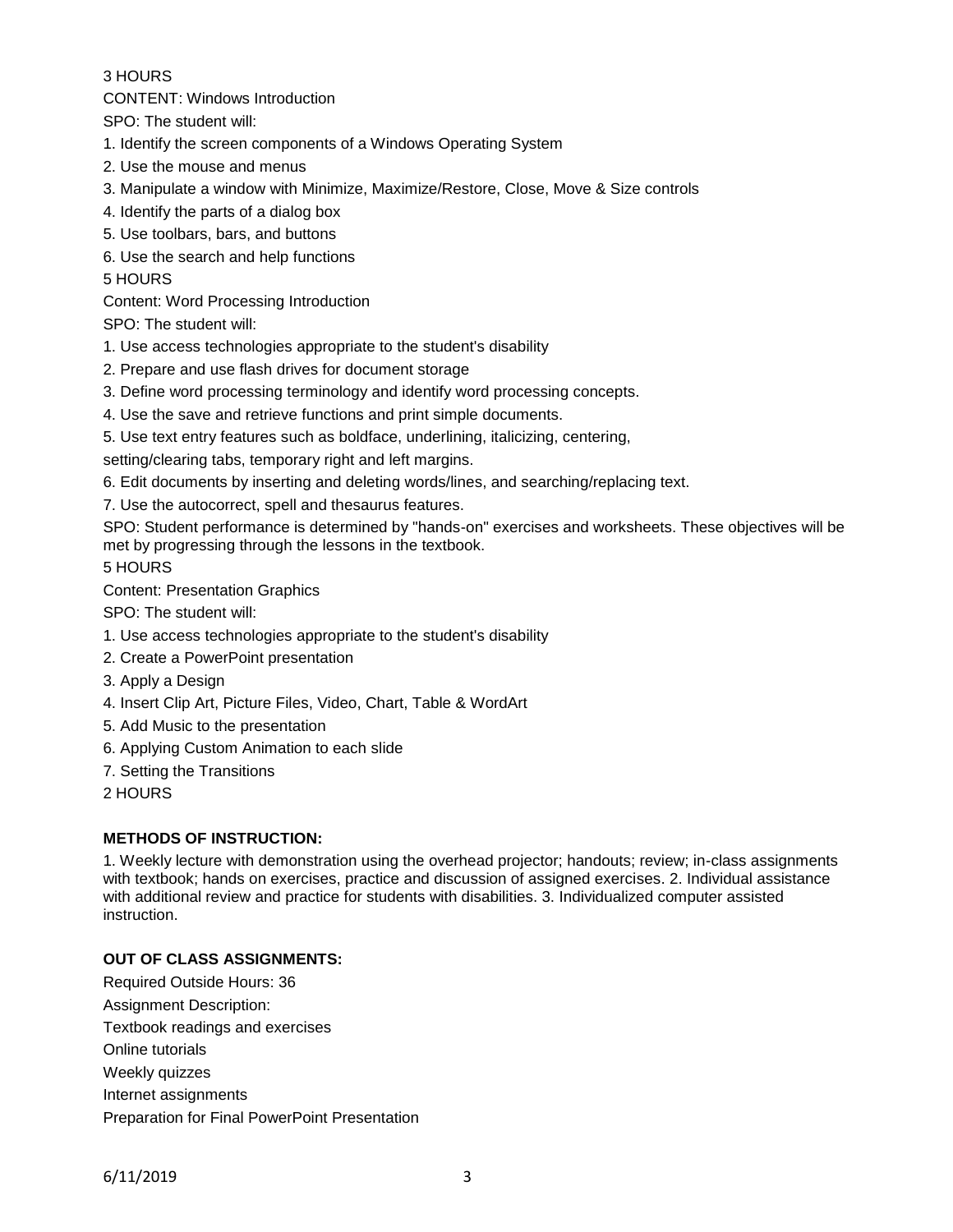3 HOURS

CONTENT: Windows Introduction

SPO: The student will:

1. Identify the screen components of a Windows Operating System
2. Use the mouse and menus
3. Manipulate a window with Minimize, Maximize/Restore, Close, Move & Size controls
4. Identify the parts of a dialog box
5. Use toolbars, bars, and buttons
6. Use the search and help functions

5 HOURS

Content: Word Processing Introduction

SPO: The student will:

1. Use access technologies appropriate to the student's disability
2. Prepare and use flash drives for document storage
3. Define word processing terminology and identify word processing concepts.
4. Use the save and retrieve functions and print simple documents.
5. Use text entry features such as boldface, underlining, italicizing, centering, setting/clearing tabs, temporary right and left margins.
6. Edit documents by inserting and deleting words/lines, and searching/replacing text.
7. Use the autocorrect, spell and thesaurus features.

SPO: Student performance is determined by "hands-on" exercises and worksheets. These objectives will be met by progressing through the lessons in the textbook.

5 HOURS

Content: Presentation Graphics

SPO: The student will:

1. Use access technologies appropriate to the student's disability
2. Create a PowerPoint presentation
3. Apply a Design
4. Insert Clip Art, Picture Files, Video, Chart, Table & WordArt
5. Add Music to the presentation
6. Applying Custom Animation to each slide
7. Setting the Transitions

2 HOURS

**METHODS OF INSTRUCTION:**

1. Weekly lecture with demonstration using the overhead projector; handouts; review; in-class assignments with textbook; hands on exercises, practice and discussion of assigned exercises. 2. Individual assistance with additional review and practice for students with disabilities. 3. Individualized computer assisted instruction.

**OUT OF CLASS ASSIGNMENTS:**

Required Outside Hours: 36

Assignment Description:

Textbook readings and exercises

Online tutorials

Weekly quizzes

Internet assignments

Preparation for Final PowerPoint Presentation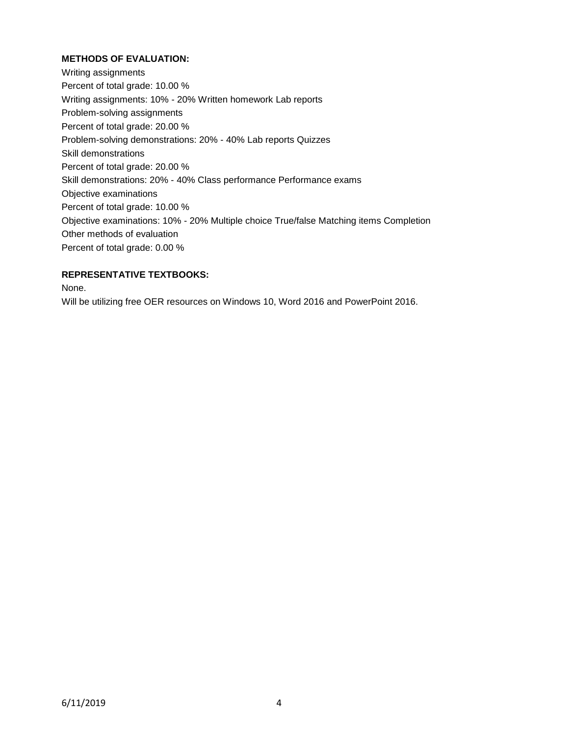**METHODS OF EVALUATION:**

Writing assignments
Percent of total grade: 10.00 %
Writing assignments: 10% - 20% Written homework Lab reports
Problem-solving assignments
Percent of total grade: 20.00 %
Problem-solving demonstrations: 20% - 40% Lab reports Quizzes
Skill demonstrations
Percent of total grade: 20.00 %
Skill demonstrations: 20% - 40% Class performance Performance exams
Objective examinations
Percent of total grade: 10.00 %
Objective examinations: 10% - 20% Multiple choice True/false Matching items Completion
Other methods of evaluation
Percent of total grade: 0.00 %

**REPRESENTATIVE TEXTBOOKS:**

None.
Will be utilizing free OER resources on Windows 10, Word 2016 and PowerPoint 2016.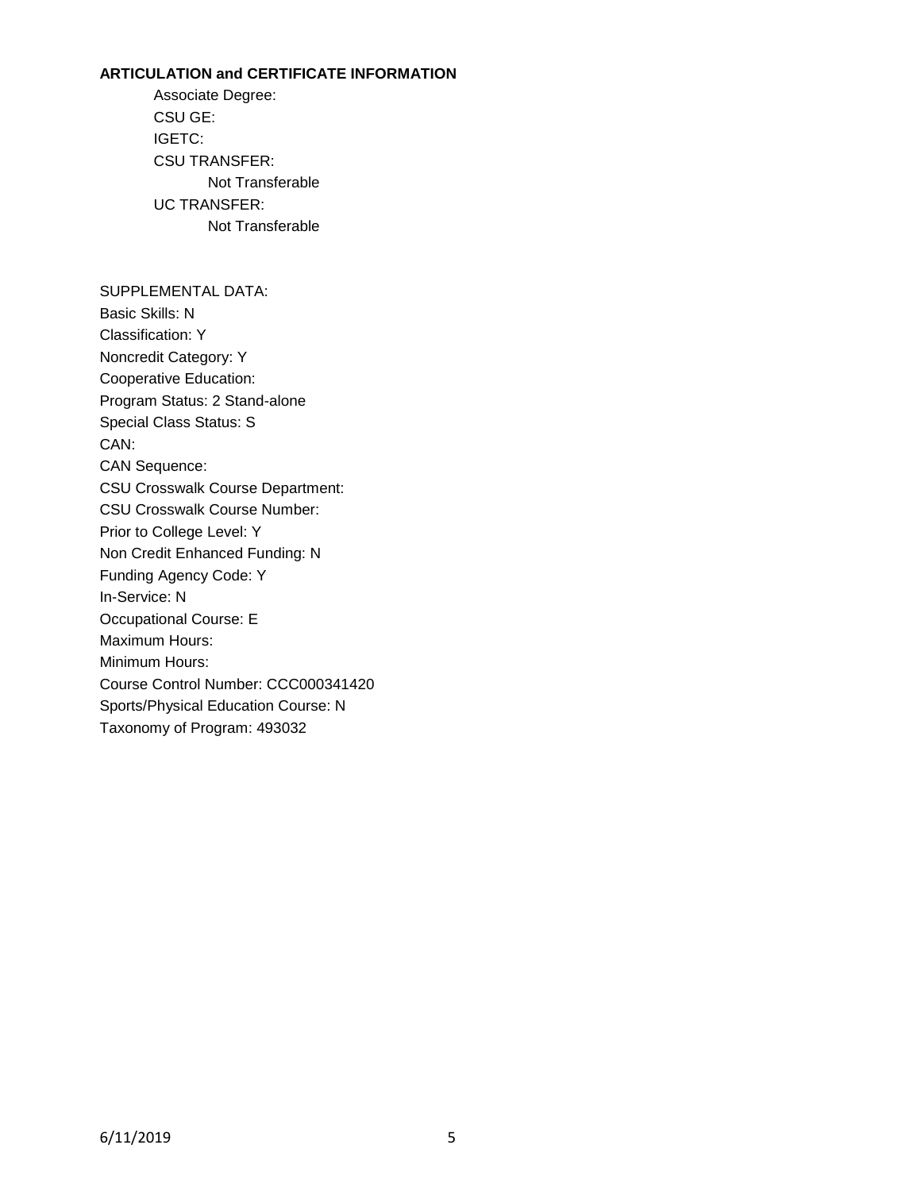**ARTICULATION and CERTIFICATE INFORMATION**

Associate Degree:
CSU GE:
IGETC:
CSU TRANSFER:
Not Transferable
UC TRANSFER:
Not Transferable

SUPPLEMENTAL DATA:
Basic Skills: N
Classification: Y
Noncredit Category: Y
Cooperative Education:
Program Status: 2 Stand-alone
Special Class Status: S
CAN:
CAN Sequence:
CSU Crosswalk Course Department:
CSU Crosswalk Course Number:
Prior to College Level: Y
Non Credit Enhanced Funding: N
Funding Agency Code: Y
In-Service: N
Occupational Course: E
Maximum Hours:
Minimum Hours:
Course Control Number: CCC000341420
Sports/Physical Education Course: N
Taxonomy of Program: 493032